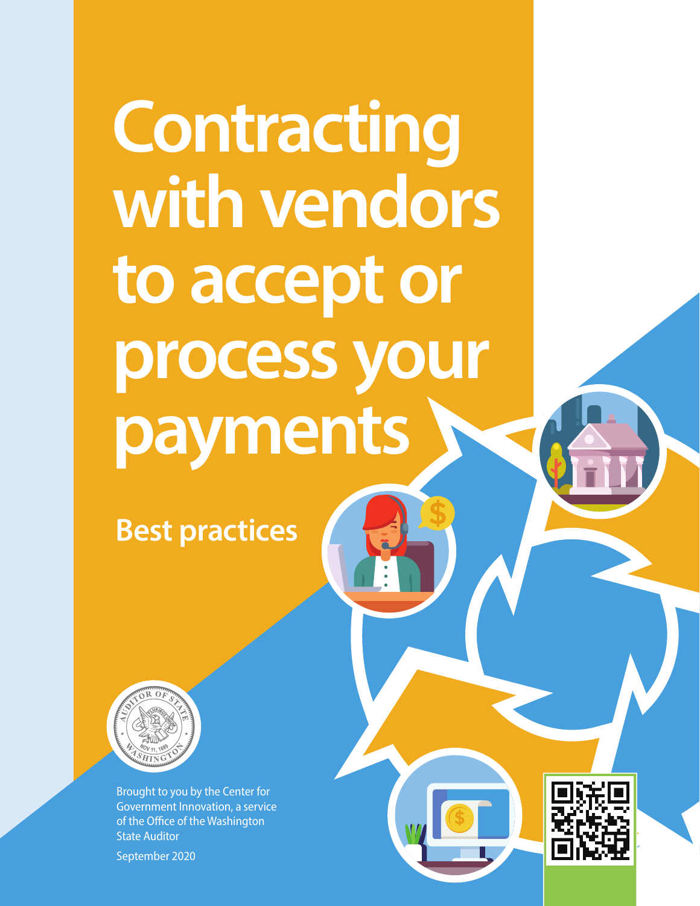# Contracting with vendors to accept or process your payments

## Best practices

Brought to you by the Center for Government Innovation, a service of the Office of the Washington State Auditor

September 2020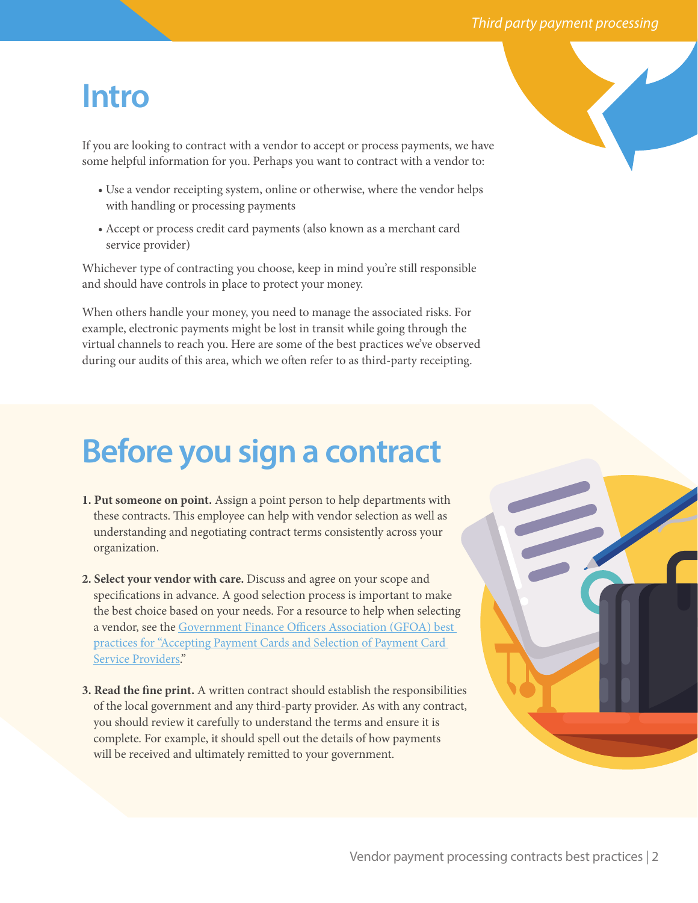# Intro

If you are looking to contract with a vendor to accept or process payments, we have some helpful information for you. Perhaps you want to contract with a vendor to:

- Use a vendor receipting system, online or otherwise, where the vendor helps with handling or processing payments
- Accept or process credit card payments (also known as a merchant card service provider)

Whichever type of contracting you choose, keep in mind you're still responsible and should have controls in place to protect your money.

When others handle your money, you need to manage the associated risks. For example, electronic payments might be lost in transit while going through the virtual channels to reach you. Here are some of the best practices we've observed during our audits of this area, which we often refer to as third-party receipting.

# Before you sign a contract

1. **Put someone on point.** Assign a point person to help departments with these contracts. This employee can help with vendor selection as well as understanding and negotiating contract terms consistently across your organization.
2. **Select your vendor with care.** Discuss and agree on your scope and specifications in advance. A good selection process is important to make the best choice based on your needs. For a resource to help when selecting a vendor, see the Government Finance Officers Association (GFOA) best practices for "Accepting Payment Cards and Selection of Payment Card Service Providers."
3. **Read the fine print.** A written contract should establish the responsibilities of the local government and any third-party provider. As with any contract, you should review it carefully to understand the terms and ensure it is complete. For example, it should spell out the details of how payments will be received and ultimately remitted to your government.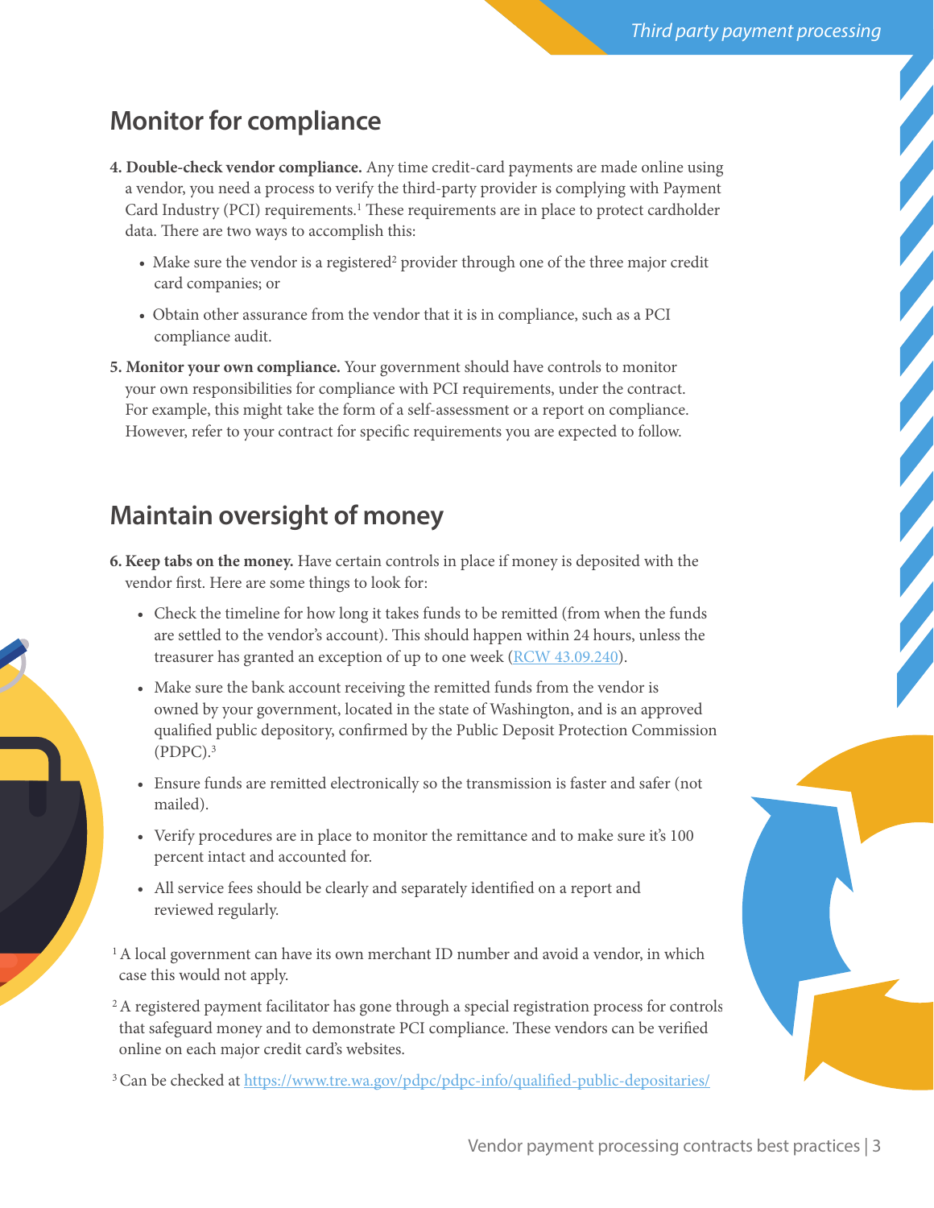## Monitor for compliance

**4. Double-check vendor compliance.** Any time credit-card payments are made online using a vendor, you need a process to verify the third-party provider is complying with Payment Card Industry (PCI) requirements.[1] These requirements are in place to protect cardholder data. There are two ways to accomplish this:

- Make sure the vendor is a registered[2] provider through one of the three major credit card companies; or
- Obtain other assurance from the vendor that it is in compliance, such as a PCI compliance audit.

**5. Monitor your own compliance.** Your government should have controls to monitor your own responsibilities for compliance with PCI requirements, under the contract. For example, this might take the form of a self-assessment or a report on compliance. However, refer to your contract for specific requirements you are expected to follow.

## Maintain oversight of money

**6. Keep tabs on the money.** Have certain controls in place if money is deposited with the vendor first. Here are some things to look for:

- Check the timeline for how long it takes funds to be remitted (from when the funds are settled to the vendor's account). This should happen within 24 hours, unless the treasurer has granted an exception of up to one week (RCW 43.09.240).
- Make sure the bank account receiving the remitted funds from the vendor is owned by your government, located in the state of Washington, and is an approved qualified public depository, confirmed by the Public Deposit Protection Commission (PDPC).[3]
- Ensure funds are remitted electronically so the transmission is faster and safer (not mailed).
- Verify procedures are in place to monitor the remittance and to make sure it's 100 percent intact and accounted for.
- All service fees should be clearly and separately identified on a report and reviewed regularly.

[1] A local government can have its own merchant ID number and avoid a vendor, in which case this would not apply.

[2] A registered payment facilitator has gone through a special registration process for controls that safeguard money and to demonstrate PCI compliance. These vendors can be verified online on each major credit card's websites.

[3] Can be checked at https://www.tre.wa.gov/pdpc/pdpc-info/qualified-public-depositaries/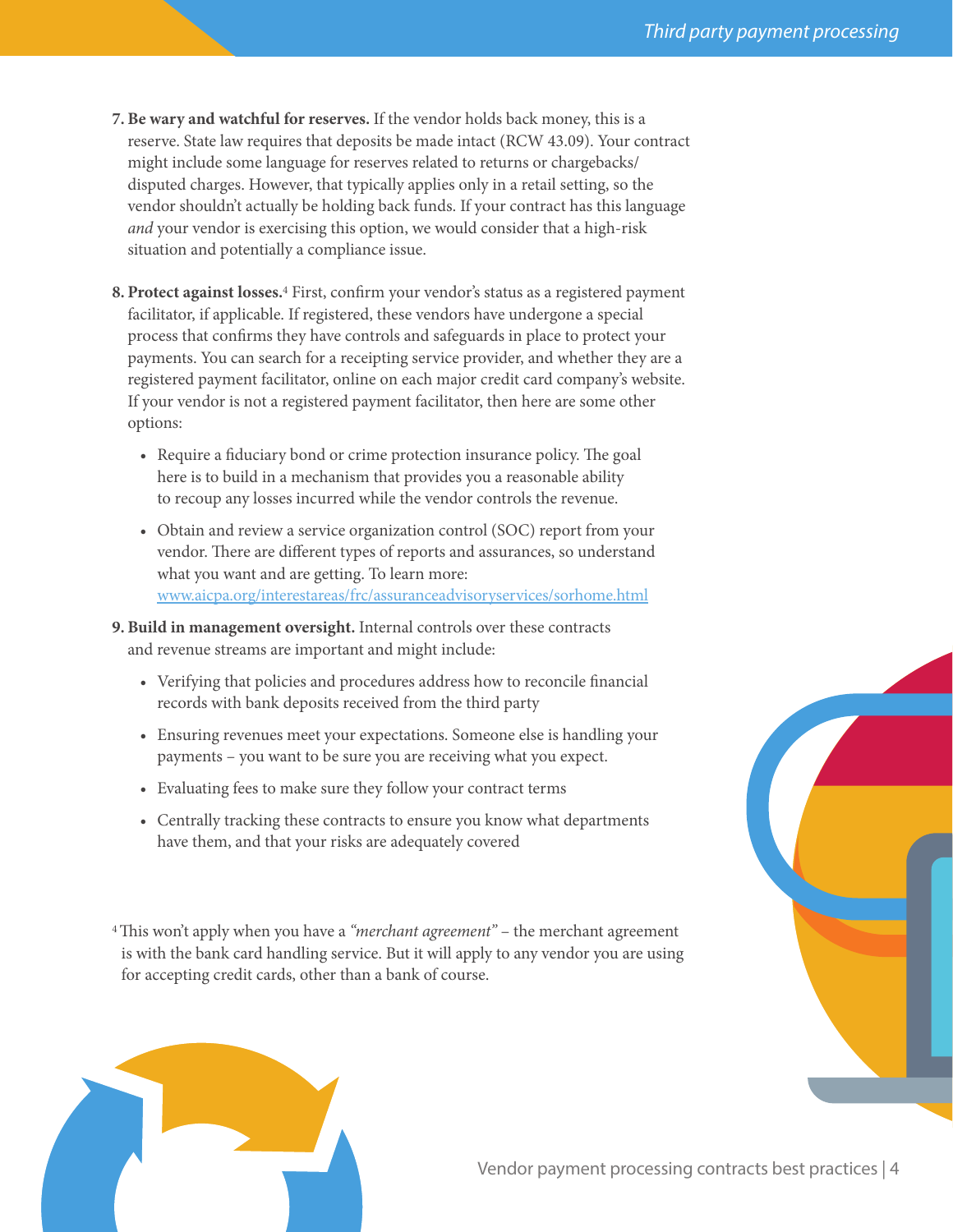7. **Be wary and watchful for reserves.** If the vendor holds back money, this is a reserve. State law requires that deposits be made intact (RCW 43.09). Your contract might include some language for reserves related to returns or chargebacks/ disputed charges. However, that typically applies only in a retail setting, so the vendor shouldn't actually be holding back funds. If your contract has this language *and* your vendor is exercising this option, we would consider that a high-risk situation and potentially a compliance issue.

8. **Protect against losses.**[4] First, confirm your vendor's status as a registered payment facilitator, if applicable. If registered, these vendors have undergone a special process that confirms they have controls and safeguards in place to protect your payments. You can search for a receipting service provider, and whether they are a registered payment facilitator, online on each major credit card company's website. If your vendor is not a registered payment facilitator, then here are some other options:

   - Require a fiduciary bond or crime protection insurance policy. The goal here is to build in a mechanism that provides you a reasonable ability to recoup any losses incurred while the vendor controls the revenue.
   - Obtain and review a service organization control (SOC) report from your vendor. There are different types of reports and assurances, so understand what you want and are getting. To learn more: [www.aicpa.org/interestareas/frc/assuranceadvisoryservices/sorhome.html](www.aicpa.org/interestareas/frc/assuranceadvisoryservices/sorhome.html)

9. **Build in management oversight.** Internal controls over these contracts and revenue streams are important and might include:

   - Verifying that policies and procedures address how to reconcile financial records with bank deposits received from the third party
   - Ensuring revenues meet your expectations. Someone else is handling your payments – you want to be sure you are receiving what you expect.
   - Evaluating fees to make sure they follow your contract terms
   - Centrally tracking these contracts to ensure you know what departments have them, and that your risks are adequately covered

[4] This won't apply when you have a *"merchant agreement"* – the merchant agreement is with the bank card handling service. But it will apply to any vendor you are using for accepting credit cards, other than a bank of course.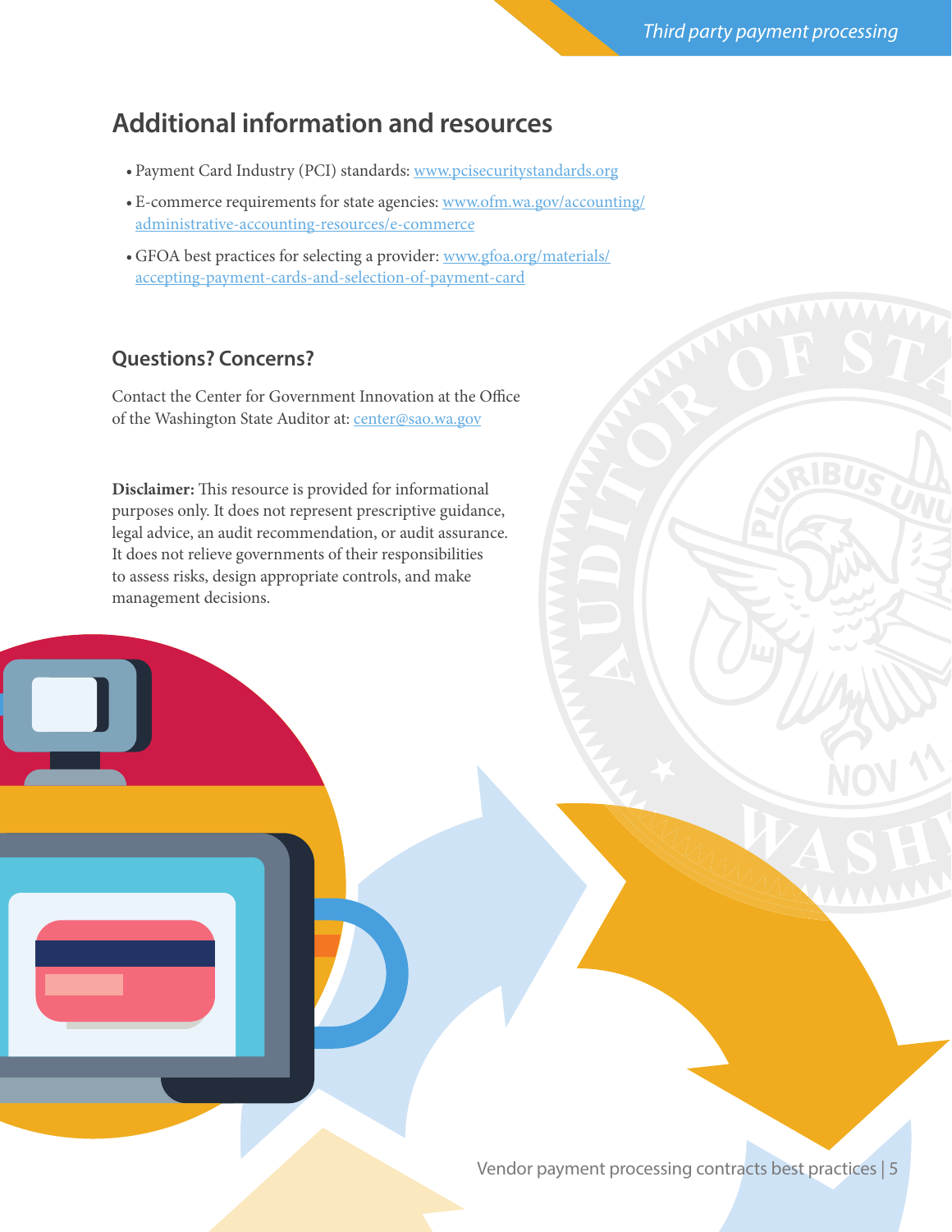## Additional information and resources

- Payment Card Industry (PCI) standards: www.pcisecuritystandards.org
- E-commerce requirements for state agencies: www.ofm.wa.gov/accounting/administrative-accounting-resources/e-commerce
- GFOA best practices for selecting a provider: www.gfoa.org/materials/accepting-payment-cards-and-selection-of-payment-card

### Questions? Concerns?

Contact the Center for Government Innovation at the Office of the Washington State Auditor at: center@sao.wa.gov

**Disclaimer:** This resource is provided for informational purposes only. It does not represent prescriptive guidance, legal advice, an audit recommendation, or audit assurance. It does not relieve governments of their responsibilities to assess risks, design appropriate controls, and make management decisions.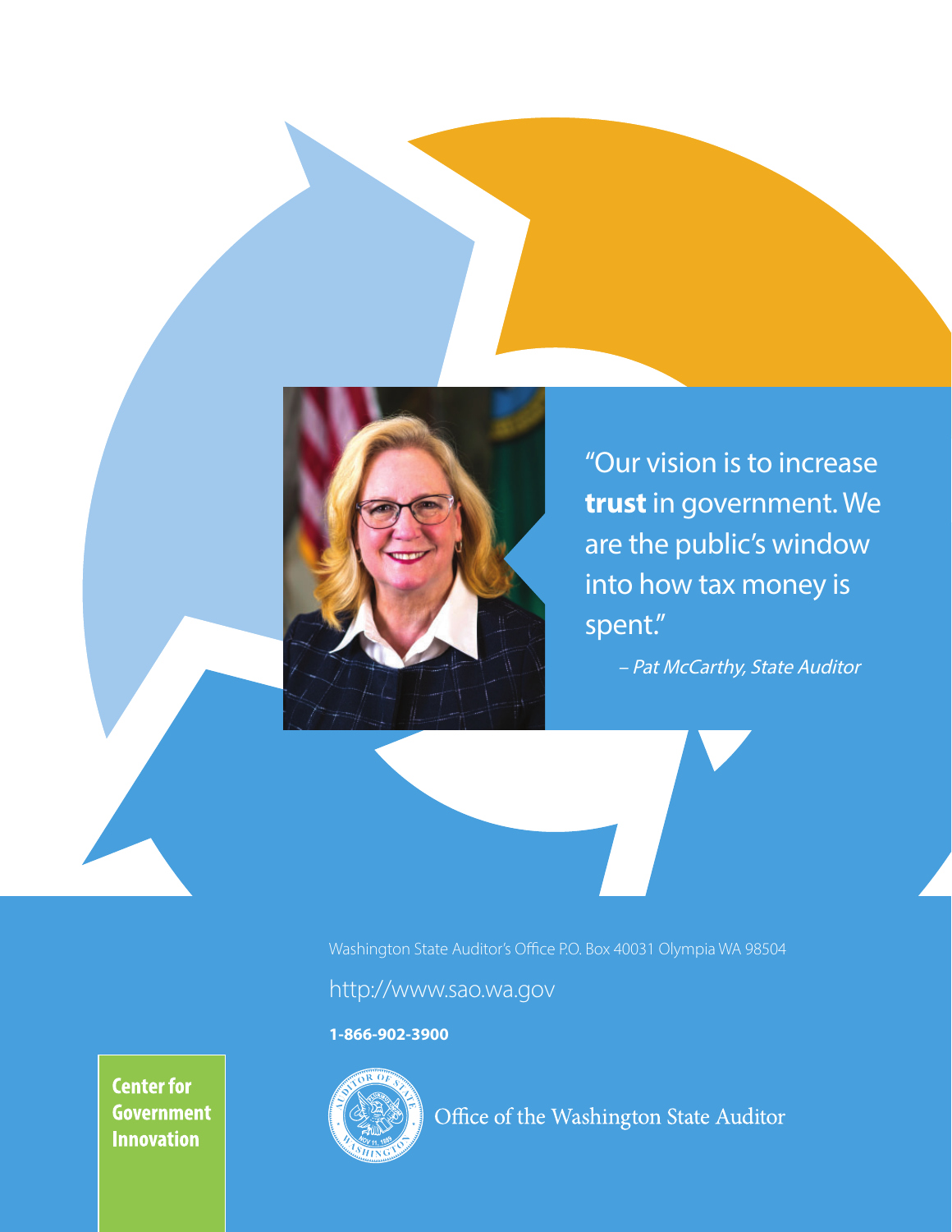"Our vision is to increase **trust** in government. We are the public's window into how tax money is spent."

*– Pat McCarthy, State Auditor*

Washington State Auditor's Office P.O. Box 40031 Olympia WA 98504

http://www.sao.wa.gov

**1-866-902-3900**

**Center for Government Innovation**

Office of the Washington State Auditor